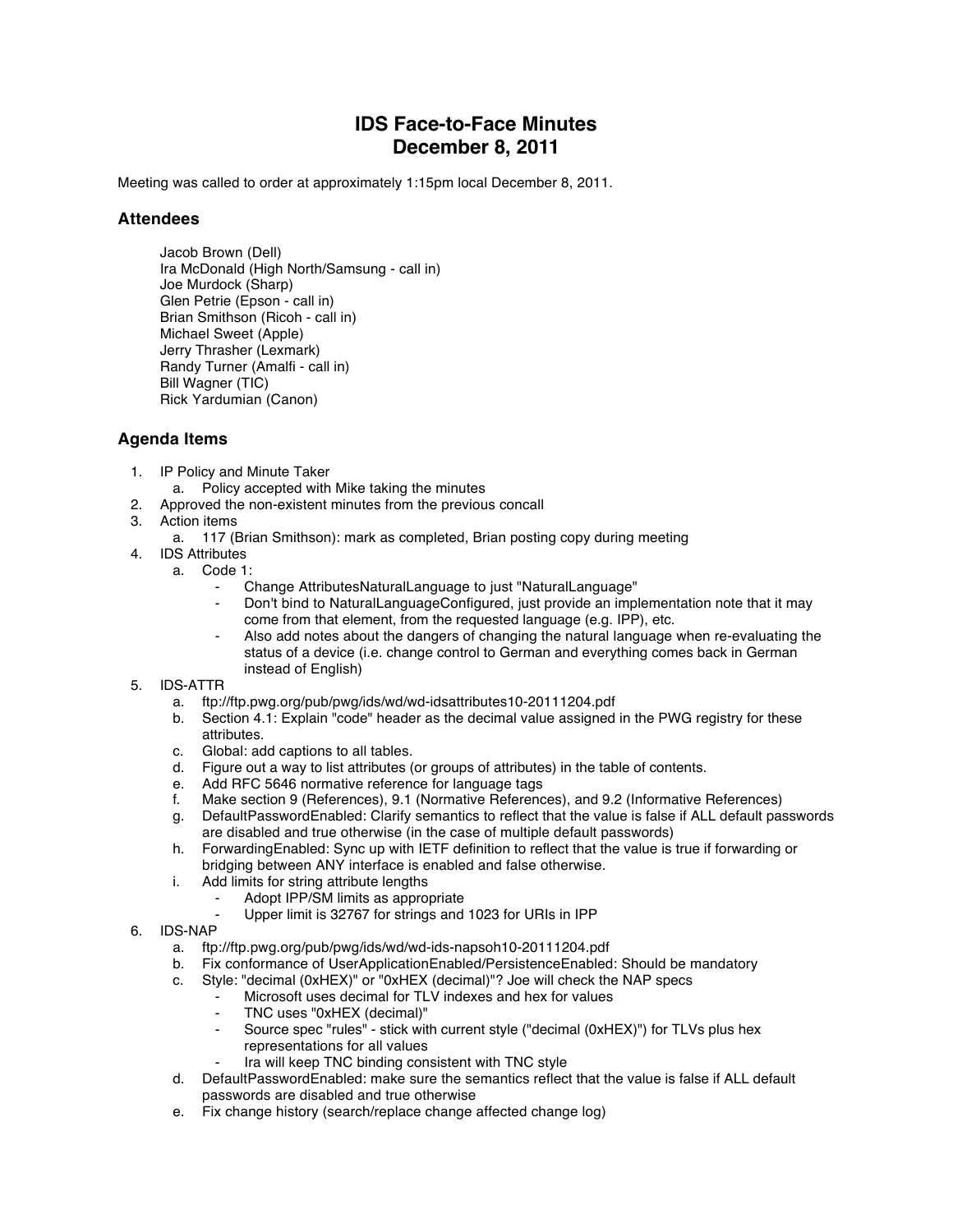# IDS Face-to-Face Minutes
# December 8, 2011

Meeting was called to order at approximately 1:15pm local December 8, 2011.

## Attendees

Jacob Brown (Dell)
Ira McDonald (High North/Samsung - call in)
Joe Murdock (Sharp)
Glen Petrie (Epson - call in)
Brian Smithson (Ricoh - call in)
Michael Sweet (Apple)
Jerry Thrasher (Lexmark)
Randy Turner (Amalfi - call in)
Bill Wagner (TIC)
Rick Yardumian (Canon)

## Agenda Items

1. IP Policy and Minute Taker
   a. Policy accepted with Mike taking the minutes
2. Approved the non-existent minutes from the previous concall
3. Action items
   a. 117 (Brian Smithson): mark as completed, Brian posting copy during meeting
4. IDS Attributes
   a. Code 1:
      - Change AttributesNaturalLanguage to just "NaturalLanguage"
      - Don't bind to NaturalLanguageConfigured, just provide an implementation note that it may come from that element, from the requested language (e.g. IPP), etc.
      - Also add notes about the dangers of changing the natural language when re-evaluating the status of a device (i.e. change control to German and everything comes back in German instead of English)
5. IDS-ATTR
   a. ftp://ftp.pwg.org/pub/pwg/ids/wd/wd-idsattributes10-20111204.pdf
   b. Section 4.1: Explain "code" header as the decimal value assigned in the PWG registry for these attributes.
   c. Global: add captions to all tables.
   d. Figure out a way to list attributes (or groups of attributes) in the table of contents.
   e. Add RFC 5646 normative reference for language tags
   f. Make section 9 (References), 9.1 (Normative References), and 9.2 (Informative References)
   g. DefaultPasswordEnabled: Clarify semantics to reflect that the value is false if ALL default passwords are disabled and true otherwise (in the case of multiple default passwords)
   h. ForwardingEnabled: Sync up with IETF definition to reflect that the value is true if forwarding or bridging between ANY interface is enabled and false otherwise.
   i. Add limits for string attribute lengths
      - Adopt IPP/SM limits as appropriate
      - Upper limit is 32767 for strings and 1023 for URIs in IPP
6. IDS-NAP
   a. ftp://ftp.pwg.org/pub/pwg/ids/wd/wd-ids-napsoh10-20111204.pdf
   b. Fix conformance of UserApplicationEnabled/PersistenceEnabled: Should be mandatory
   c. Style: "decimal (0xHEX)" or "0xHEX (decimal)"? Joe will check the NAP specs
      - Microsoft uses decimal for TLV indexes and hex for values
      - TNC uses "0xHEX (decimal)"
      - Source spec "rules" - stick with current style ("decimal (0xHEX)") for TLVs plus hex representations for all values
      - Ira will keep TNC binding consistent with TNC style
   d. DefaultPasswordEnabled: make sure the semantics reflect that the value is false if ALL default passwords are disabled and true otherwise
   e. Fix change history (search/replace change affected change log)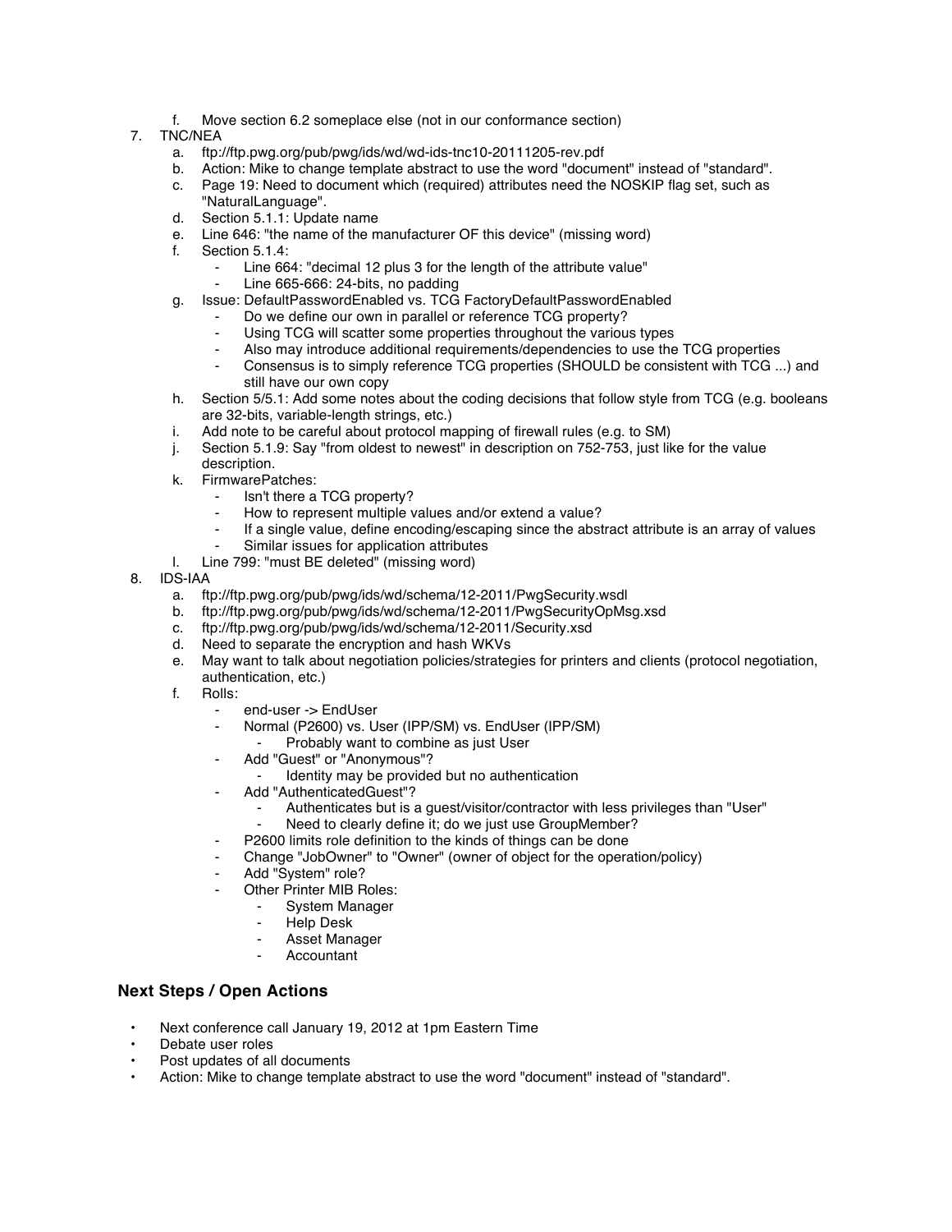f. Move section 6.2 someplace else (not in our conformance section)

7. TNC/NEA
   a. ftp://ftp.pwg.org/pub/pwg/ids/wd/wd-ids-tnc10-20111205-rev.pdf
   b. Action: Mike to change template abstract to use the word "document" instead of "standard".
   c. Page 19: Need to document which (required) attributes need the NOSKIP flag set, such as "NaturalLanguage".
   d. Section 5.1.1: Update name
   e. Line 646: "the name of the manufacturer OF this device" (missing word)
   f. Section 5.1.4:
      - Line 664: "decimal 12 plus 3 for the length of the attribute value"
      - Line 665-666: 24-bits, no padding
   g. Issue: DefaultPasswordEnabled vs. TCG FactoryDefaultPasswordEnabled
      - Do we define our own in parallel or reference TCG property?
      - Using TCG will scatter some properties throughout the various types
      - Also may introduce additional requirements/dependencies to use the TCG properties
      - Consensus is to simply reference TCG properties (SHOULD be consistent with TCG ...) and still have our own copy
   h. Section 5/5.1: Add some notes about the coding decisions that follow style from TCG (e.g. booleans are 32-bits, variable-length strings, etc.)
   i. Add note to be careful about protocol mapping of firewall rules (e.g. to SM)
   j. Section 5.1.9: Say "from oldest to newest" in description on 752-753, just like for the value description.
   k. FirmwarePatches:
      - Isn't there a TCG property?
      - How to represent multiple values and/or extend a value?
      - If a single value, define encoding/escaping since the abstract attribute is an array of values
      - Similar issues for application attributes
   l. Line 799: "must BE deleted" (missing word)

8. IDS-IAA
   a. ftp://ftp.pwg.org/pub/pwg/ids/wd/schema/12-2011/PwgSecurity.wsdl
   b. ftp://ftp.pwg.org/pub/pwg/ids/wd/schema/12-2011/PwgSecurityOpMsg.xsd
   c. ftp://ftp.pwg.org/pub/pwg/ids/wd/schema/12-2011/Security.xsd
   d. Need to separate the encryption and hash WKVs
   e. May want to talk about negotiation policies/strategies for printers and clients (protocol negotiation, authentication, etc.)
   f. Rolls:
      - end-user -> EndUser
      - Normal (P2600) vs. User (IPP/SM) vs. EndUser (IPP/SM)
         - Probably want to combine as just User
      - Add "Guest" or "Anonymous"?
         - Identity may be provided but no authentication
      - Add "AuthenticatedGuest"?
         - Authenticates but is a guest/visitor/contractor with less privileges than "User"
         - Need to clearly define it; do we just use GroupMember?
      - P2600 limits role definition to the kinds of things can be done
      - Change "JobOwner" to "Owner" (owner of object for the operation/policy)
      - Add "System" role?
      - Other Printer MIB Roles:
         - System Manager
         - Help Desk
         - Asset Manager
         - Accountant

## Next Steps / Open Actions

- Next conference call January 19, 2012 at 1pm Eastern Time
- Debate user roles
- Post updates of all documents
- Action: Mike to change template abstract to use the word "document" instead of "standard".